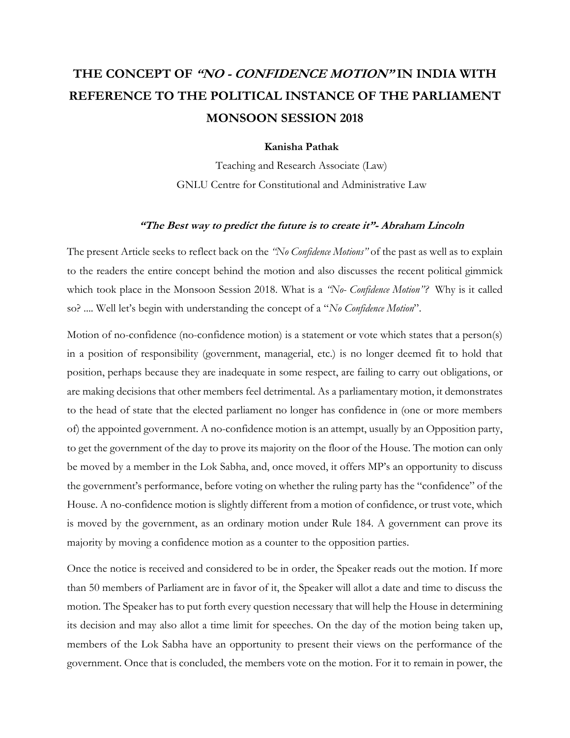# THE CONCEPT OF *"NO - CONFIDENCE MOTION"* IN INDIA WITH REFERENCE TO THE POLITICAL INSTANCE OF THE PARLIAMENT MONSOON SESSION 2018

**Kanisha Pathak**

Teaching and Research Associate (Law)

GNLU Centre for Constitutional and Administrative Law

***"The Best way to predict the future is to create it"- Abraham Lincoln***

The present Article seeks to reflect back on the *"No Confidence Motions"* of the past as well as to explain to the readers the entire concept behind the motion and also discusses the recent political gimmick which took place in the Monsoon Session 2018. What is a *"No- Confidence Motion"?* Why is it called so? .... Well let's begin with understanding the concept of a "*No Confidence Motion*".

Motion of no-confidence (no-confidence motion) is a statement or vote which states that a person(s) in a position of responsibility (government, managerial, etc.) is no longer deemed fit to hold that position, perhaps because they are inadequate in some respect, are failing to carry out obligations, or are making decisions that other members feel detrimental. As a parliamentary motion, it demonstrates to the head of state that the elected parliament no longer has confidence in (one or more members of) the appointed government. A no-confidence motion is an attempt, usually by an Opposition party, to get the government of the day to prove its majority on the floor of the House. The motion can only be moved by a member in the Lok Sabha, and, once moved, it offers MP's an opportunity to discuss the government's performance, before voting on whether the ruling party has the "confidence" of the House. A no-confidence motion is slightly different from a motion of confidence, or trust vote, which is moved by the government, as an ordinary motion under Rule 184. A government can prove its majority by moving a confidence motion as a counter to the opposition parties.

Once the notice is received and considered to be in order, the Speaker reads out the motion. If more than 50 members of Parliament are in favor of it, the Speaker will allot a date and time to discuss the motion. The Speaker has to put forth every question necessary that will help the House in determining its decision and may also allot a time limit for speeches. On the day of the motion being taken up, members of the Lok Sabha have an opportunity to present their views on the performance of the government. Once that is concluded, the members vote on the motion. For it to remain in power, the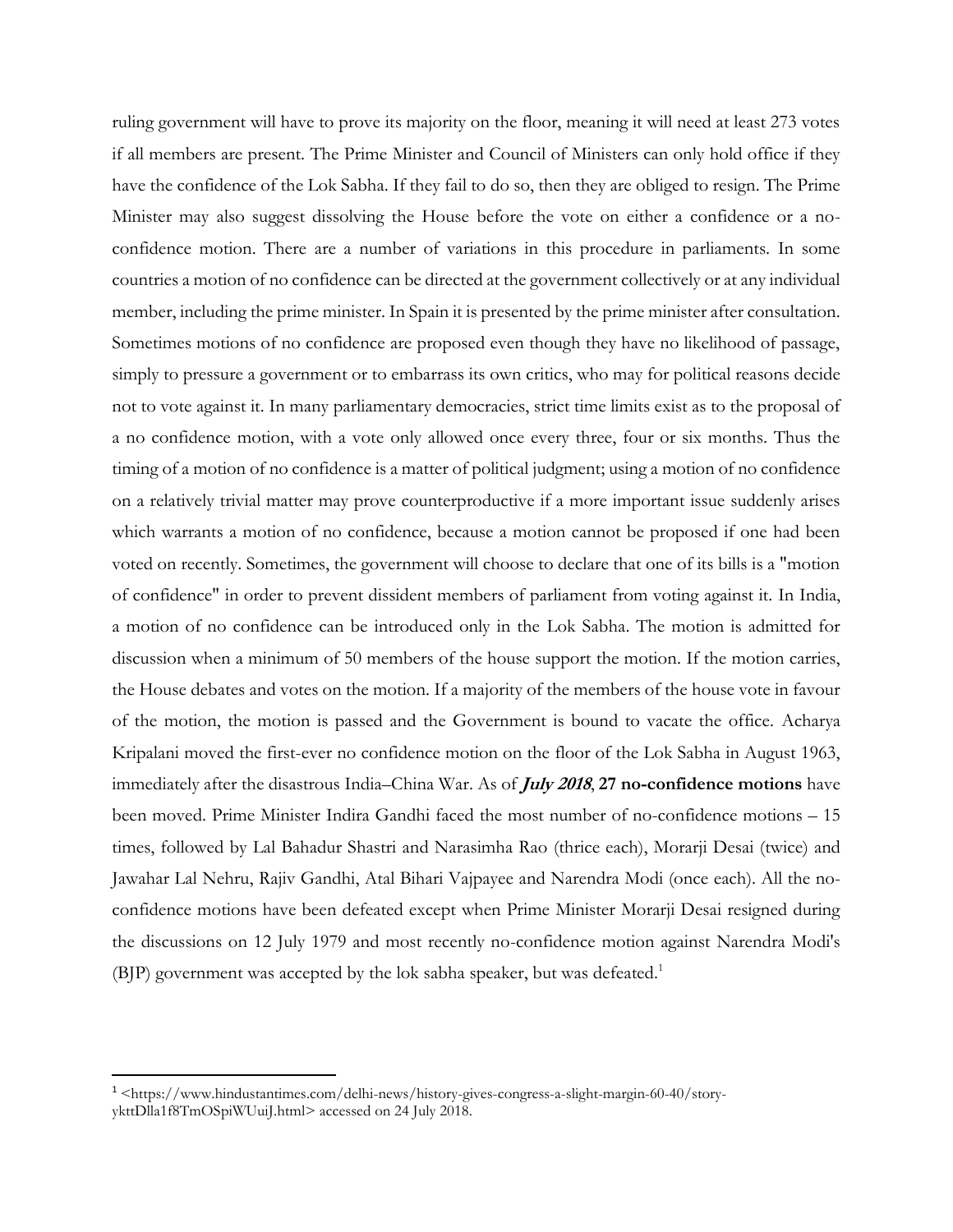ruling government will have to prove its majority on the floor, meaning it will need at least 273 votes if all members are present. The Prime Minister and Council of Ministers can only hold office if they have the confidence of the Lok Sabha. If they fail to do so, then they are obliged to resign. The Prime Minister may also suggest dissolving the House before the vote on either a confidence or a no-confidence motion. There are a number of variations in this procedure in parliaments. In some countries a motion of no confidence can be directed at the government collectively or at any individual member, including the prime minister. In Spain it is presented by the prime minister after consultation. Sometimes motions of no confidence are proposed even though they have no likelihood of passage, simply to pressure a government or to embarrass its own critics, who may for political reasons decide not to vote against it. In many parliamentary democracies, strict time limits exist as to the proposal of a no confidence motion, with a vote only allowed once every three, four or six months. Thus the timing of a motion of no confidence is a matter of political judgment; using a motion of no confidence on a relatively trivial matter may prove counterproductive if a more important issue suddenly arises which warrants a motion of no confidence, because a motion cannot be proposed if one had been voted on recently. Sometimes, the government will choose to declare that one of its bills is a "motion of confidence" in order to prevent dissident members of parliament from voting against it. In India, a motion of no confidence can be introduced only in the Lok Sabha. The motion is admitted for discussion when a minimum of 50 members of the house support the motion. If the motion carries, the House debates and votes on the motion. If a majority of the members of the house vote in favour of the motion, the motion is passed and the Government is bound to vacate the office. Acharya Kripalani moved the first-ever no confidence motion on the floor of the Lok Sabha in August 1963, immediately after the disastrous India–China War. As of ***July 2018***, **27 no-confidence motions** have been moved. Prime Minister Indira Gandhi faced the most number of no-confidence motions – 15 times, followed by Lal Bahadur Shastri and Narasimha Rao (thrice each), Morarji Desai (twice) and Jawahar Lal Nehru, Rajiv Gandhi, Atal Bihari Vajpayee and Narendra Modi (once each). All the no-confidence motions have been defeated except when Prime Minister Morarji Desai resigned during the discussions on 12 July 1979 and most recently no-confidence motion against Narendra Modi's (BJP) government was accepted by the lok sabha speaker, but was defeated.[1]

---

[1] <https://www.hindustantimes.com/delhi-news/history-gives-congress-a-slight-margin-60-40/story-ykttDlla1f8TmOSpiWUuiJ.html> accessed on 24 July 2018.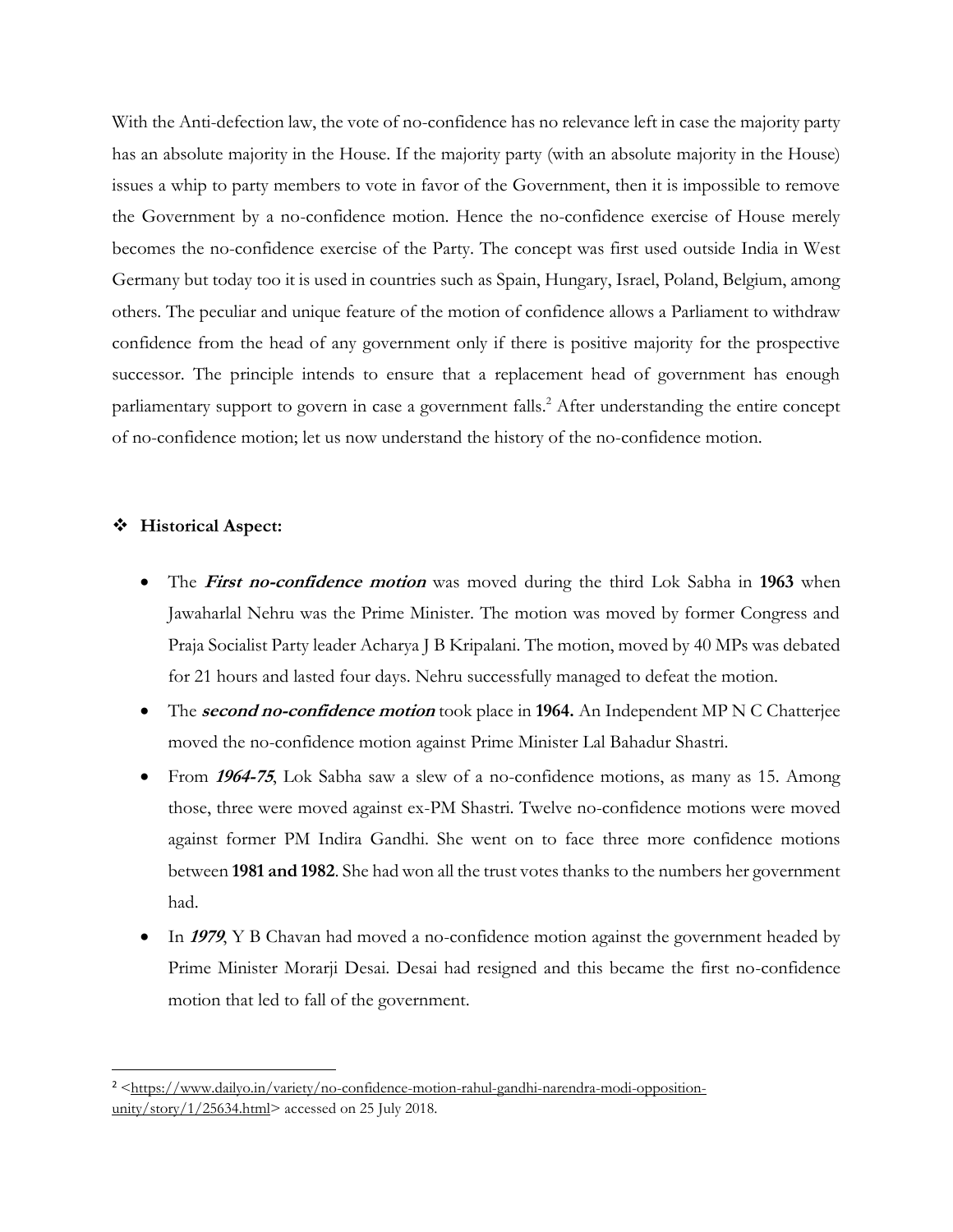With the Anti-defection law, the vote of no-confidence has no relevance left in case the majority party has an absolute majority in the House. If the majority party (with an absolute majority in the House) issues a whip to party members to vote in favor of the Government, then it is impossible to remove the Government by a no-confidence motion. Hence the no-confidence exercise of House merely becomes the no-confidence exercise of the Party. The concept was first used outside India in West Germany but today too it is used in countries such as Spain, Hungary, Israel, Poland, Belgium, among others. The peculiar and unique feature of the motion of confidence allows a Parliament to withdraw confidence from the head of any government only if there is positive majority for the prospective successor. The principle intends to ensure that a replacement head of government has enough parliamentary support to govern in case a government falls.[2] After understanding the entire concept of no-confidence motion; let us now understand the history of the no-confidence motion.

❖ **Historical Aspect:**

- The ***First no-confidence motion*** was moved during the third Lok Sabha in **1963** when Jawaharlal Nehru was the Prime Minister. The motion was moved by former Congress and Praja Socialist Party leader Acharya J B Kripalani. The motion, moved by 40 MPs was debated for 21 hours and lasted four days. Nehru successfully managed to defeat the motion.
- The ***second no-confidence motion*** took place in **1964.** An Independent MP N C Chatterjee moved the no-confidence motion against Prime Minister Lal Bahadur Shastri.
- From ***1964-75***, Lok Sabha saw a slew of a no-confidence motions, as many as 15. Among those, three were moved against ex-PM Shastri. Twelve no-confidence motions were moved against former PM Indira Gandhi. She went on to face three more confidence motions between **1981 and 1982**. She had won all the trust votes thanks to the numbers her government had.
- In ***1979***, Y B Chavan had moved a no-confidence motion against the government headed by Prime Minister Morarji Desai. Desai had resigned and this became the first no-confidence motion that led to fall of the government.

---

[2] <https://www.dailyo.in/variety/no-confidence-motion-rahul-gandhi-narendra-modi-opposition-unity/story/1/25634.html> accessed on 25 July 2018.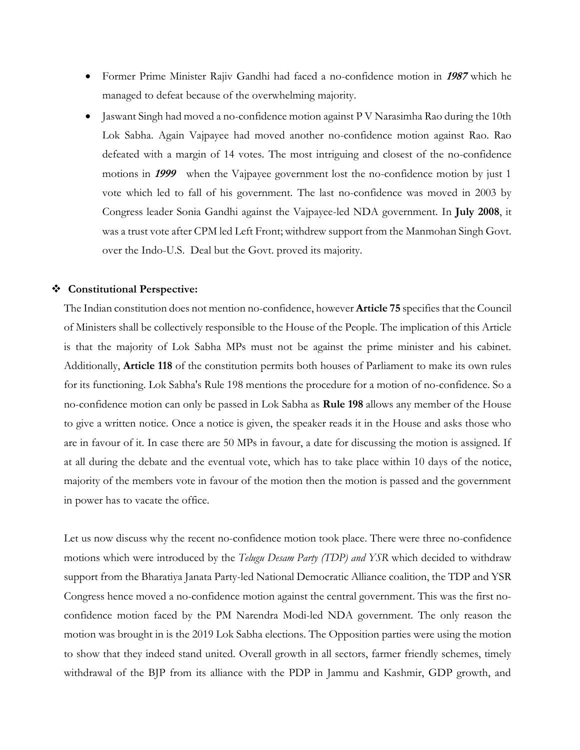- Former Prime Minister Rajiv Gandhi had faced a no-confidence motion in ***1987*** which he managed to defeat because of the overwhelming majority.
- Jaswant Singh had moved a no-confidence motion against P V Narasimha Rao during the 10th Lok Sabha. Again Vajpayee had moved another no-confidence motion against Rao. Rao defeated with a margin of 14 votes. The most intriguing and closest of the no-confidence motions in ***1999*** when the Vajpayee government lost the no-confidence motion by just 1 vote which led to fall of his government. The last no-confidence was moved in 2003 by Congress leader Sonia Gandhi against the Vajpayee-led NDA government. In **July 2008**, it was a trust vote after CPM led Left Front; withdrew support from the Manmohan Singh Govt. over the Indo-U.S. Deal but the Govt. proved its majority.

❖ **Constitutional Perspective:**

The Indian constitution does not mention no-confidence, however **Article 75** specifies that the Council of Ministers shall be collectively responsible to the House of the People. The implication of this Article is that the majority of Lok Sabha MPs must not be against the prime minister and his cabinet. Additionally, **Article 118** of the constitution permits both houses of Parliament to make its own rules for its functioning. Lok Sabha's Rule 198 mentions the procedure for a motion of no-confidence. So a no-confidence motion can only be passed in Lok Sabha as **Rule 198** allows any member of the House to give a written notice. Once a notice is given, the speaker reads it in the House and asks those who are in favour of it. In case there are 50 MPs in favour, a date for discussing the motion is assigned. If at all during the debate and the eventual vote, which has to take place within 10 days of the notice, majority of the members vote in favour of the motion then the motion is passed and the government in power has to vacate the office.

Let us now discuss why the recent no-confidence motion took place. There were three no-confidence motions which were introduced by the *Telugu Desam Party (TDP) and YSR* which decided to withdraw support from the Bharatiya Janata Party-led National Democratic Alliance coalition, the TDP and YSR Congress hence moved a no-confidence motion against the central government. This was the first no-confidence motion faced by the PM Narendra Modi-led NDA government. The only reason the motion was brought in is the 2019 Lok Sabha elections. The Opposition parties were using the motion to show that they indeed stand united. Overall growth in all sectors, farmer friendly schemes, timely withdrawal of the BJP from its alliance with the PDP in Jammu and Kashmir, GDP growth, and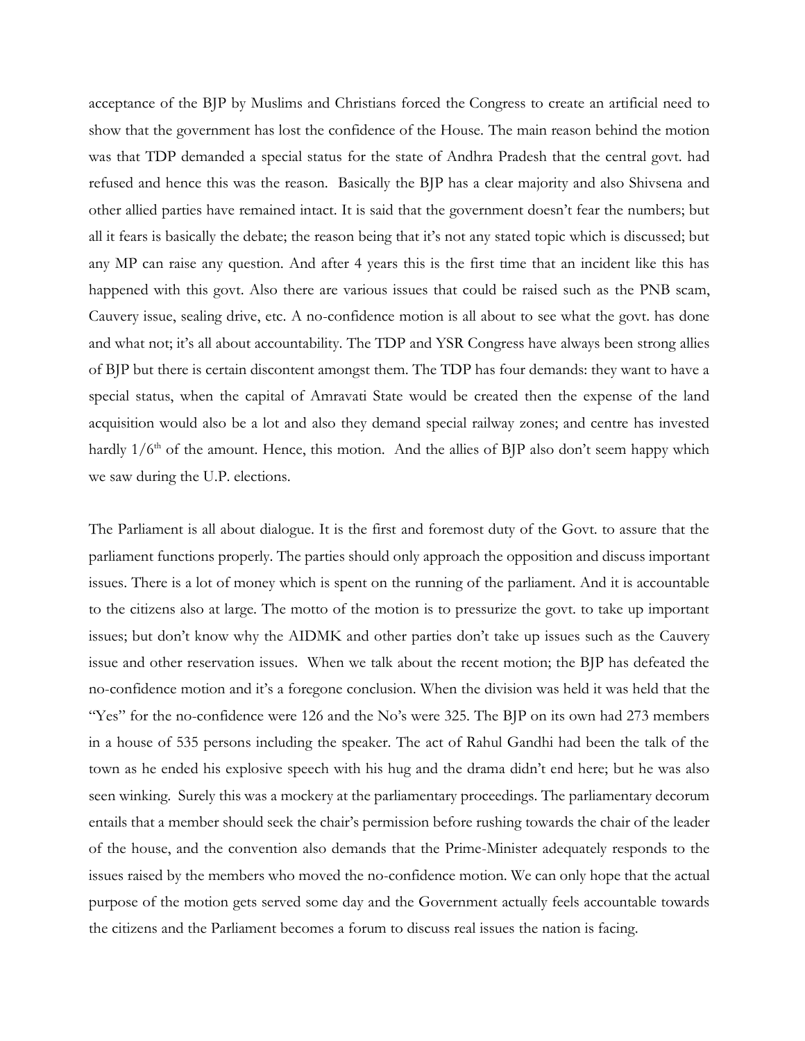acceptance of the BJP by Muslims and Christians forced the Congress to create an artificial need to show that the government has lost the confidence of the House. The main reason behind the motion was that TDP demanded a special status for the state of Andhra Pradesh that the central govt. had refused and hence this was the reason. Basically the BJP has a clear majority and also Shivsena and other allied parties have remained intact. It is said that the government doesn't fear the numbers; but all it fears is basically the debate; the reason being that it's not any stated topic which is discussed; but any MP can raise any question. And after 4 years this is the first time that an incident like this has happened with this govt. Also there are various issues that could be raised such as the PNB scam, Cauvery issue, sealing drive, etc. A no-confidence motion is all about to see what the govt. has done and what not; it's all about accountability. The TDP and YSR Congress have always been strong allies of BJP but there is certain discontent amongst them. The TDP has four demands: they want to have a special status, when the capital of Amravati State would be created then the expense of the land acquisition would also be a lot and also they demand special railway zones; and centre has invested hardly 1/6th of the amount. Hence, this motion. And the allies of BJP also don't seem happy which we saw during the U.P. elections.

The Parliament is all about dialogue. It is the first and foremost duty of the Govt. to assure that the parliament functions properly. The parties should only approach the opposition and discuss important issues. There is a lot of money which is spent on the running of the parliament. And it is accountable to the citizens also at large. The motto of the motion is to pressurize the govt. to take up important issues; but don't know why the AIDMK and other parties don't take up issues such as the Cauvery issue and other reservation issues. When we talk about the recent motion; the BJP has defeated the no-confidence motion and it's a foregone conclusion. When the division was held it was held that the "Yes" for the no-confidence were 126 and the No's were 325. The BJP on its own had 273 members in a house of 535 persons including the speaker. The act of Rahul Gandhi had been the talk of the town as he ended his explosive speech with his hug and the drama didn't end here; but he was also seen winking. Surely this was a mockery at the parliamentary proceedings. The parliamentary decorum entails that a member should seek the chair's permission before rushing towards the chair of the leader of the house, and the convention also demands that the Prime-Minister adequately responds to the issues raised by the members who moved the no-confidence motion. We can only hope that the actual purpose of the motion gets served some day and the Government actually feels accountable towards the citizens and the Parliament becomes a forum to discuss real issues the nation is facing.